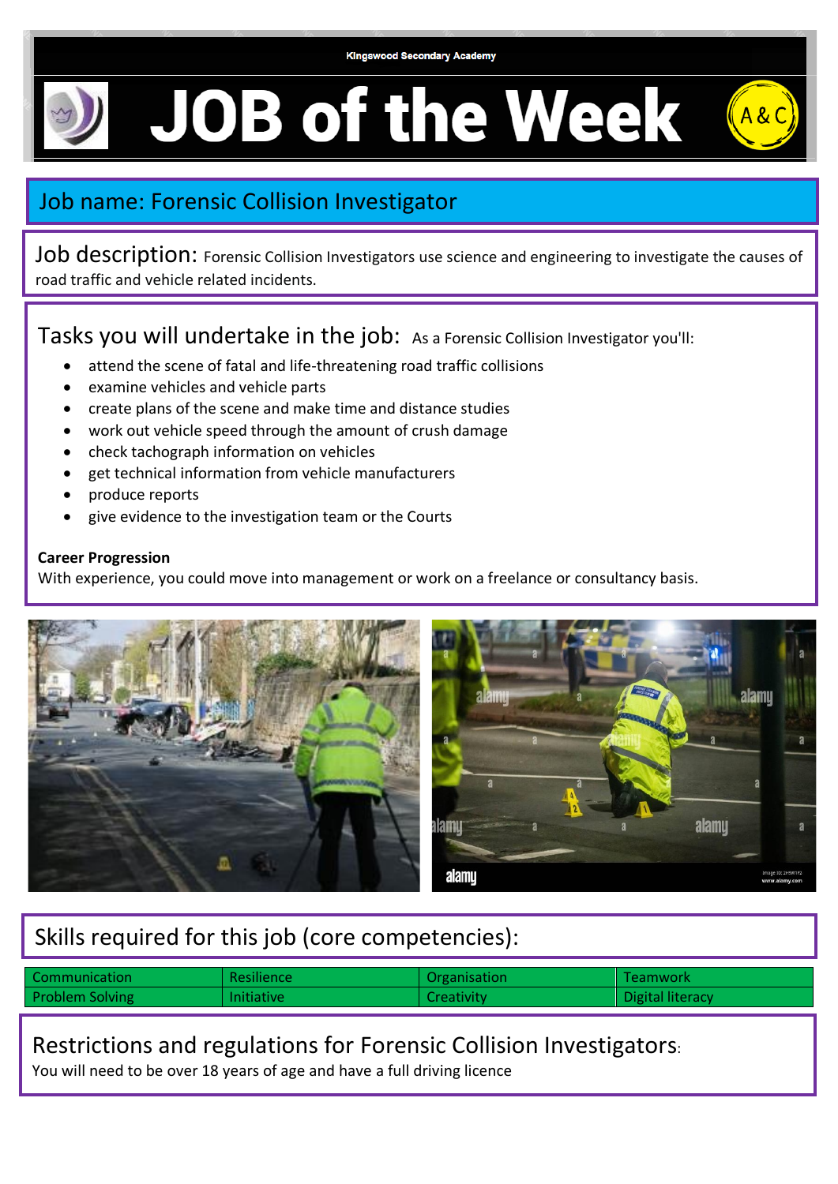Kingswood Secondary Academy

# JOB of the Week

## Job name: Forensic Collision Investigator

**Job description:** Forensic Collision Investigators use science and engineering to investigate the causes of road traffic and vehicle related incidents.

## Tasks you will undertake in the job:

As a Forensic Collision Investigator you'll:

- attend the scene of fatal and life-threatening road traffic collisions
- examine vehicles and vehicle parts
- create plans of the scene and make time and distance studies
- work out vehicle speed through the amount of crush damage
- check tachograph information on vehicles
- get technical information from vehicle manufacturers
- produce reports
- give evidence to the investigation team or the Courts

**Career Progression**

With experience, you could move into management or work on a freelance or consultancy basis.

## Skills required for this job (core competencies):

| | | | |
|---|---|---|---|
| Communication | Resilience | Organisation | Teamwork |
| Problem Solving | Initiative | Creativity | Digital literacy |

## Restrictions and regulations for Forensic Collision Investigators:

You will need to be over 18 years of age and have a full driving licence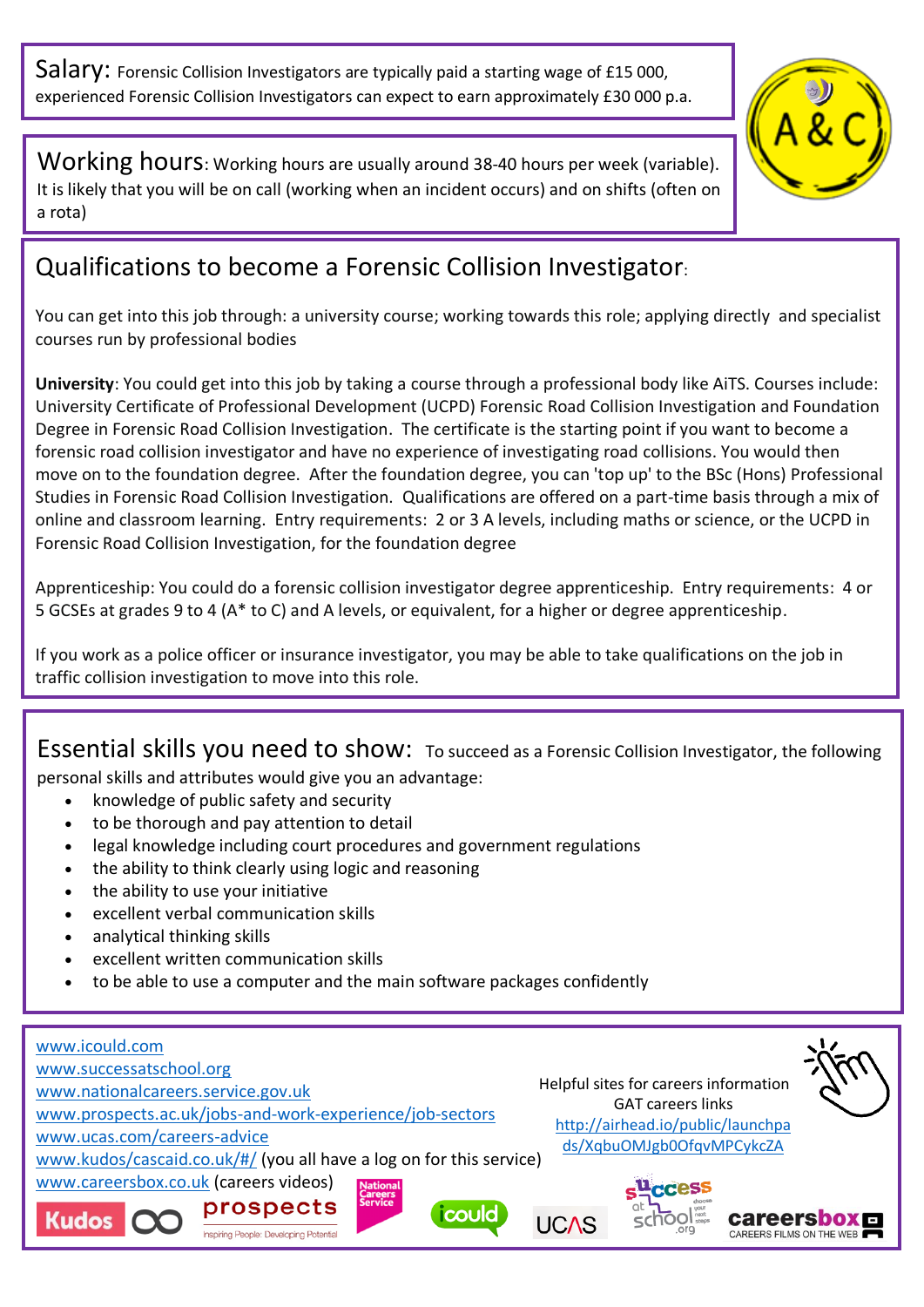## Salary:

Forensic Collision Investigators are typically paid a starting wage of £15 000, experienced Forensic Collision Investigators can expect to earn approximately £30 000 p.a.

## Working hours:

Working hours are usually around 38-40 hours per week (variable). It is likely that you will be on call (working when an incident occurs) and on shifts (often on a rota)

## Qualifications to become a Forensic Collision Investigator:

You can get into this job through: a university course; working towards this role; applying directly and specialist courses run by professional bodies

**University**: You could get into this job by taking a course through a professional body like AiTS. Courses include: University Certificate of Professional Development (UCPD) Forensic Road Collision Investigation and Foundation Degree in Forensic Road Collision Investigation. The certificate is the starting point if you want to become a forensic road collision investigator and have no experience of investigating road collisions. You would then move on to the foundation degree. After the foundation degree, you can 'top up' to the BSc (Hons) Professional Studies in Forensic Road Collision Investigation. Qualifications are offered on a part-time basis through a mix of online and classroom learning. Entry requirements: 2 or 3 A levels, including maths or science, or the UCPD in Forensic Road Collision Investigation, for the foundation degree

Apprenticeship: You could do a forensic collision investigator degree apprenticeship. Entry requirements: 4 or 5 GCSEs at grades 9 to 4 (A* to C) and A levels, or equivalent, for a higher or degree apprenticeship.

If you work as a police officer or insurance investigator, you may be able to take qualifications on the job in traffic collision investigation to move into this role.

## Essential skills you need to show:

To succeed as a Forensic Collision Investigator, the following personal skills and attributes would give you an advantage:

- knowledge of public safety and security
- to be thorough and pay attention to detail
- legal knowledge including court procedures and government regulations
- the ability to think clearly using logic and reasoning
- the ability to use your initiative
- excellent verbal communication skills
- analytical thinking skills
- excellent written communication skills
- to be able to use a computer and the main software packages confidently

www.icould.com
www.successatschool.org
www.nationalcareers.service.gov.uk
www.prospects.ac.uk/jobs-and-work-experience/job-sectors
www.ucas.com/careers-advice
www.kudos/cascaid.co.uk/#/ (you all have a log on for this service)
www.careersbox.co.uk (careers videos)

Helpful sites for careers information
GAT careers links
http://airhead.io/public/launchpads/XqbuOMJgb0OfqvMPCykcZA